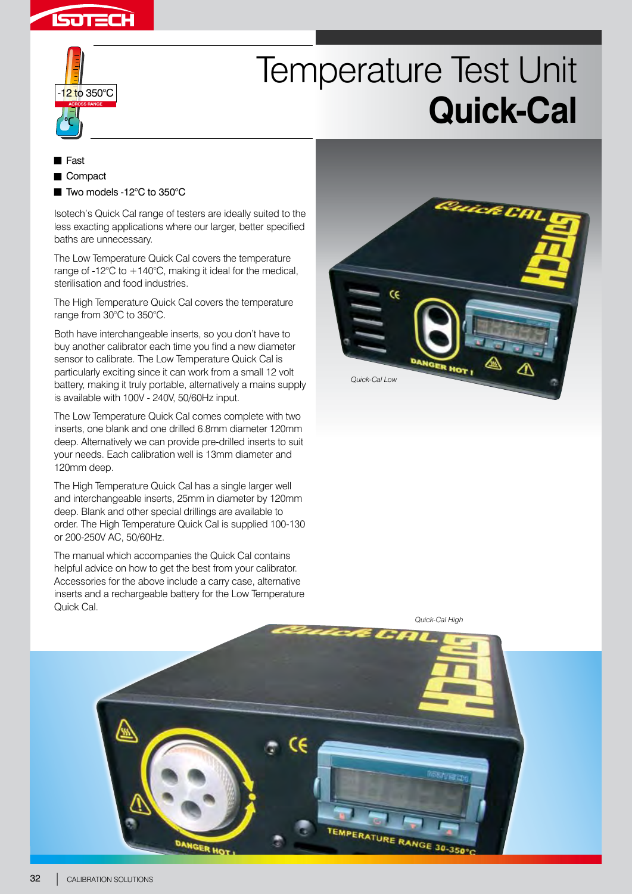-12 to 350°C
ACROSS RANGE

# Temperature Test Unit
# **Quick-Cal**

- Fast
- Compact
- Two models -12°C to 350°C

Isotech's Quick Cal range of testers are ideally suited to the less exacting applications where our larger, better specified baths are unnecessary.

The Low Temperature Quick Cal covers the temperature range of -12°C to +140°C, making it ideal for the medical, sterilisation and food industries.

The High Temperature Quick Cal covers the temperature range from 30°C to 350°C.

Both have interchangeable inserts, so you don't have to buy another calibrator each time you find a new diameter sensor to calibrate. The Low Temperature Quick Cal is particularly exciting since it can work from a small 12 volt battery, making it truly portable, alternatively a mains supply is available with 100V - 240V, 50/60Hz input.

The Low Temperature Quick Cal comes complete with two inserts, one blank and one drilled 6.8mm diameter 120mm deep. Alternatively we can provide pre-drilled inserts to suit your needs. Each calibration well is 13mm diameter and 120mm deep.

The High Temperature Quick Cal has a single larger well and interchangeable inserts, 25mm in diameter by 120mm deep. Blank and other special drillings are available to order. The High Temperature Quick Cal is supplied 100-130 or 200-250V AC, 50/60Hz.

The manual which accompanies the Quick Cal contains helpful advice on how to get the best from your calibrator. Accessories for the above include a carry case, alternative inserts and a rechargeable battery for the Low Temperature Quick Cal.

*Quick-Cal Low*

*Quick-Cal High*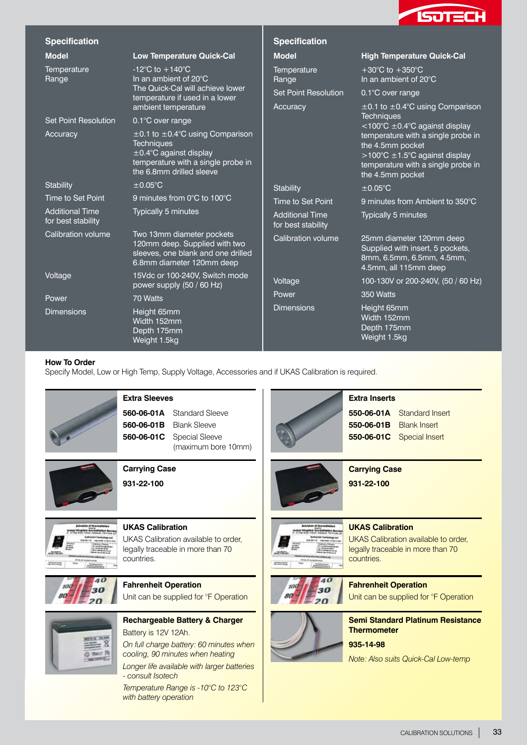## Specification

| Model | Low Temperature Quick-Cal |
|---|---|
| Temperature Range | -12°C to +140°C In an ambient of 20°C The Quick-Cal will achieve lower temperature if used in a lower ambient temperature |
| Set Point Resolution | 0.1°C over range |
| Accuracy | ±0.1 to ±0.4°C using Comparison Techniques ±0.4°C against display temperature with a single probe in the 6.8mm drilled sleeve |
| Stability | ±0.05°C |
| Time to Set Point | 9 minutes from 0°C to 100°C |
| Additional Time for best stability | Typically 5 minutes |
| Calibration volume | Two 13mm diameter pockets 120mm deep. Supplied with two sleeves, one blank and one drilled 6.8mm diameter 120mm deep |
| Voltage | 15Vdc or 100-240V, Switch mode power supply (50 / 60 Hz) |
| Power | 70 Watts |
| Dimensions | Height 65mm Width 152mm Depth 175mm Weight 1.5kg |

## Specification

| Model | High Temperature Quick-Cal |
|---|---|
| Temperature Range | +30°C to +350°C In an ambient of 20°C |
| Set Point Resolution | 0.1°C over range |
| Accuracy | ±0.1 to ±0.4°C using Comparison Techniques <100°C ±0.4°C against display temperature with a single probe in the 4.5mm pocket >100°C ±1.5°C against display temperature with a single probe in the 4.5mm pocket |
| Stability | ±0.05°C |
| Time to Set Point | 9 minutes from Ambient to 350°C |
| Additional Time for best stability | Typically 5 minutes |
| Calibration volume | 25mm diameter 120mm deep Supplied with insert, 5 pockets, 8mm, 6.5mm, 6.5mm, 4.5mm, 4.5mm, all 115mm deep |
| Voltage | 100-130V or 200-240V, (50 / 60 Hz) |
| Power | 350 Watts |
| Dimensions | Height 65mm Width 152mm Depth 175mm Weight 1.5kg |

**How To Order**

Specify Model, Low or High Temp, Supply Voltage, Accessories and if UKAS Calibration is required.

**Extra Sleeves**

| | |
|---|---|
| **560-06-01A** | Standard Sleeve |
| **560-06-01B** | Blank Sleeve |
| **560-06-01C** | Special Sleeve (maximum bore 10mm) |

**Carrying Case**

**931-22-100**

**UKAS Calibration**

UKAS Calibration available to order, legally traceable in more than 70 countries.

**Fahrenheit Operation**

Unit can be supplied for °F Operation

**Rechargeable Battery & Charger**

Battery is 12V 12Ah.

*On full charge battery: 60 minutes when cooling, 90 minutes when heating*

*Longer life available with larger batteries - consult Isotech*

*Temperature Range is -10°C to 123°C with battery operation*

**Extra Inserts**

| | |
|---|---|
| **550-06-01A** | Standard Insert |
| **550-06-01B** | Blank Insert |
| **550-06-01C** | Special Insert |

**Carrying Case**

**931-22-100**

**UKAS Calibration**

UKAS Calibration available to order, legally traceable in more than 70 countries.

**Fahrenheit Operation**

Unit can be supplied for °F Operation

**Semi Standard Platinum Resistance Thermometer**

**935-14-98**

*Note: Also suits Quick-Cal Low-temp*